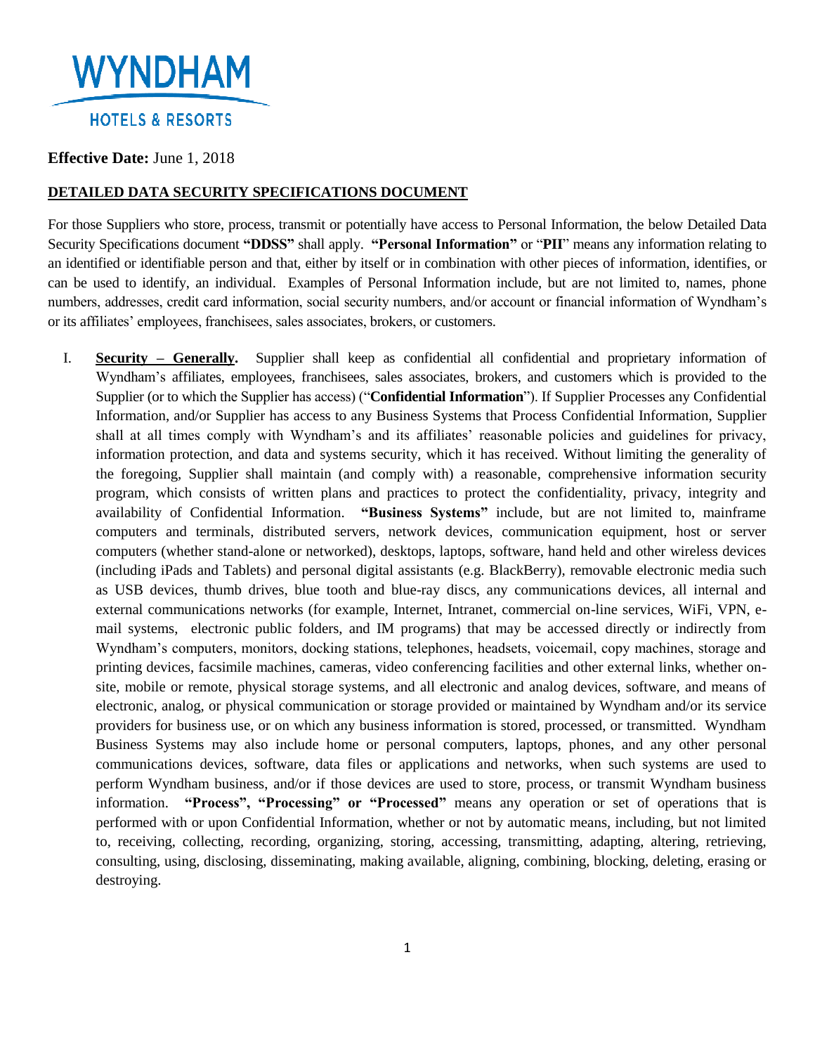**WYNDHAM**

**HOTELS & RESORTS**

**Effective Date:** June 1, 2018

## DETAILED DATA SECURITY SPECIFICATIONS DOCUMENT

For those Suppliers who store, process, transmit or potentially have access to Personal Information, the below Detailed Data Security Specifications document **"DDSS"** shall apply. **"Personal Information"** or "**PII**" means any information relating to an identified or identifiable person and that, either by itself or in combination with other pieces of information, identifies, or can be used to identify, an individual. Examples of Personal Information include, but are not limited to, names, phone numbers, addresses, credit card information, social security numbers, and/or account or financial information of Wyndham's or its affiliates' employees, franchisees, sales associates, brokers, or customers.

I. **Security – Generally.** Supplier shall keep as confidential all confidential and proprietary information of Wyndham's affiliates, employees, franchisees, sales associates, brokers, and customers which is provided to the Supplier (or to which the Supplier has access) ("**Confidential Information**"). If Supplier Processes any Confidential Information, and/or Supplier has access to any Business Systems that Process Confidential Information, Supplier shall at all times comply with Wyndham's and its affiliates' reasonable policies and guidelines for privacy, information protection, and data and systems security, which it has received. Without limiting the generality of the foregoing, Supplier shall maintain (and comply with) a reasonable, comprehensive information security program, which consists of written plans and practices to protect the confidentiality, privacy, integrity and availability of Confidential Information. **"Business Systems"** include, but are not limited to, mainframe computers and terminals, distributed servers, network devices, communication equipment, host or server computers (whether stand-alone or networked), desktops, laptops, software, hand held and other wireless devices (including iPads and Tablets) and personal digital assistants (e.g. BlackBerry), removable electronic media such as USB devices, thumb drives, blue tooth and blue-ray discs, any communications devices, all internal and external communications networks (for example, Internet, Intranet, commercial on-line services, WiFi, VPN, e-mail systems, electronic public folders, and IM programs) that may be accessed directly or indirectly from Wyndham's computers, monitors, docking stations, telephones, headsets, voicemail, copy machines, storage and printing devices, facsimile machines, cameras, video conferencing facilities and other external links, whether on-site, mobile or remote, physical storage systems, and all electronic and analog devices, software, and means of electronic, analog, or physical communication or storage provided or maintained by Wyndham and/or its service providers for business use, or on which any business information is stored, processed, or transmitted. Wyndham Business Systems may also include home or personal computers, laptops, phones, and any other personal communications devices, software, data files or applications and networks, when such systems are used to perform Wyndham business, and/or if those devices are used to store, process, or transmit Wyndham business information. **"Process", "Processing" or "Processed"** means any operation or set of operations that is performed with or upon Confidential Information, whether or not by automatic means, including, but not limited to, receiving, collecting, recording, organizing, storing, accessing, transmitting, adapting, altering, retrieving, consulting, using, disclosing, disseminating, making available, aligning, combining, blocking, deleting, erasing or destroying.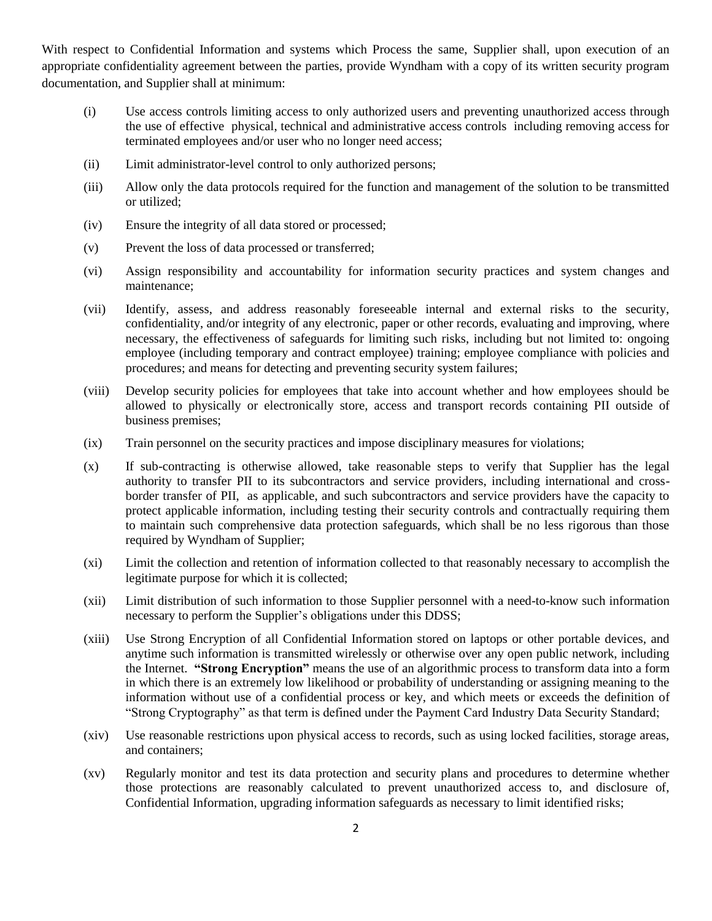With respect to Confidential Information and systems which Process the same, Supplier shall, upon execution of an appropriate confidentiality agreement between the parties, provide Wyndham with a copy of its written security program documentation, and Supplier shall at minimum:

(i) Use access controls limiting access to only authorized users and preventing unauthorized access through the use of effective physical, technical and administrative access controls including removing access for terminated employees and/or user who no longer need access;

(ii) Limit administrator-level control to only authorized persons;

(iii) Allow only the data protocols required for the function and management of the solution to be transmitted or utilized;

(iv) Ensure the integrity of all data stored or processed;

(v) Prevent the loss of data processed or transferred;

(vi) Assign responsibility and accountability for information security practices and system changes and maintenance;

(vii) Identify, assess, and address reasonably foreseeable internal and external risks to the security, confidentiality, and/or integrity of any electronic, paper or other records, evaluating and improving, where necessary, the effectiveness of safeguards for limiting such risks, including but not limited to: ongoing employee (including temporary and contract employee) training; employee compliance with policies and procedures; and means for detecting and preventing security system failures;

(viii) Develop security policies for employees that take into account whether and how employees should be allowed to physically or electronically store, access and transport records containing PII outside of business premises;

(ix) Train personnel on the security practices and impose disciplinary measures for violations;

(x) If sub-contracting is otherwise allowed, take reasonable steps to verify that Supplier has the legal authority to transfer PII to its subcontractors and service providers, including international and cross-border transfer of PII, as applicable, and such subcontractors and service providers have the capacity to protect applicable information, including testing their security controls and contractually requiring them to maintain such comprehensive data protection safeguards, which shall be no less rigorous than those required by Wyndham of Supplier;

(xi) Limit the collection and retention of information collected to that reasonably necessary to accomplish the legitimate purpose for which it is collected;

(xii) Limit distribution of such information to those Supplier personnel with a need-to-know such information necessary to perform the Supplier's obligations under this DDSS;

(xiii) Use Strong Encryption of all Confidential Information stored on laptops or other portable devices, and anytime such information is transmitted wirelessly or otherwise over any open public network, including the Internet. **"Strong Encryption"** means the use of an algorithmic process to transform data into a form in which there is an extremely low likelihood or probability of understanding or assigning meaning to the information without use of a confidential process or key, and which meets or exceeds the definition of "Strong Cryptography" as that term is defined under the Payment Card Industry Data Security Standard;

(xiv) Use reasonable restrictions upon physical access to records, such as using locked facilities, storage areas, and containers;

(xv) Regularly monitor and test its data protection and security plans and procedures to determine whether those protections are reasonably calculated to prevent unauthorized access to, and disclosure of, Confidential Information, upgrading information safeguards as necessary to limit identified risks;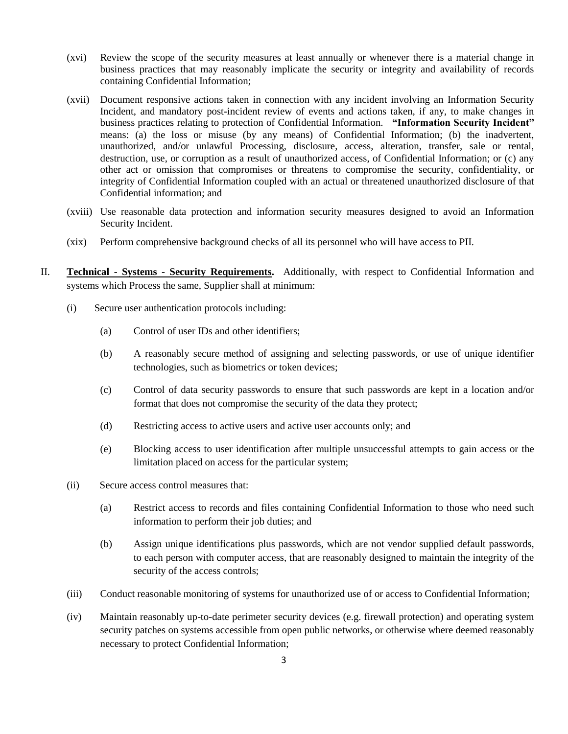(xvi) Review the scope of the security measures at least annually or whenever there is a material change in business practices that may reasonably implicate the security or integrity and availability of records containing Confidential Information;

(xvii) Document responsive actions taken in connection with any incident involving an Information Security Incident, and mandatory post-incident review of events and actions taken, if any, to make changes in business practices relating to protection of Confidential Information. **"Information Security Incident"** means: (a) the loss or misuse (by any means) of Confidential Information; (b) the inadvertent, unauthorized, and/or unlawful Processing, disclosure, access, alteration, transfer, sale or rental, destruction, use, or corruption as a result of unauthorized access, of Confidential Information; or (c) any other act or omission that compromises or threatens to compromise the security, confidentiality, or integrity of Confidential Information coupled with an actual or threatened unauthorized disclosure of that Confidential information; and

(xviii) Use reasonable data protection and information security measures designed to avoid an Information Security Incident.

(xix) Perform comprehensive background checks of all its personnel who will have access to PII.

II. **Technical - Systems - Security Requirements.** Additionally, with respect to Confidential Information and systems which Process the same, Supplier shall at minimum:

(i) Secure user authentication protocols including:

(a) Control of user IDs and other identifiers;

(b) A reasonably secure method of assigning and selecting passwords, or use of unique identifier technologies, such as biometrics or token devices;

(c) Control of data security passwords to ensure that such passwords are kept in a location and/or format that does not compromise the security of the data they protect;

(d) Restricting access to active users and active user accounts only; and

(e) Blocking access to user identification after multiple unsuccessful attempts to gain access or the limitation placed on access for the particular system;

(ii) Secure access control measures that:

(a) Restrict access to records and files containing Confidential Information to those who need such information to perform their job duties; and

(b) Assign unique identifications plus passwords, which are not vendor supplied default passwords, to each person with computer access, that are reasonably designed to maintain the integrity of the security of the access controls;

(iii) Conduct reasonable monitoring of systems for unauthorized use of or access to Confidential Information;

(iv) Maintain reasonably up-to-date perimeter security devices (e.g. firewall protection) and operating system security patches on systems accessible from open public networks, or otherwise where deemed reasonably necessary to protect Confidential Information;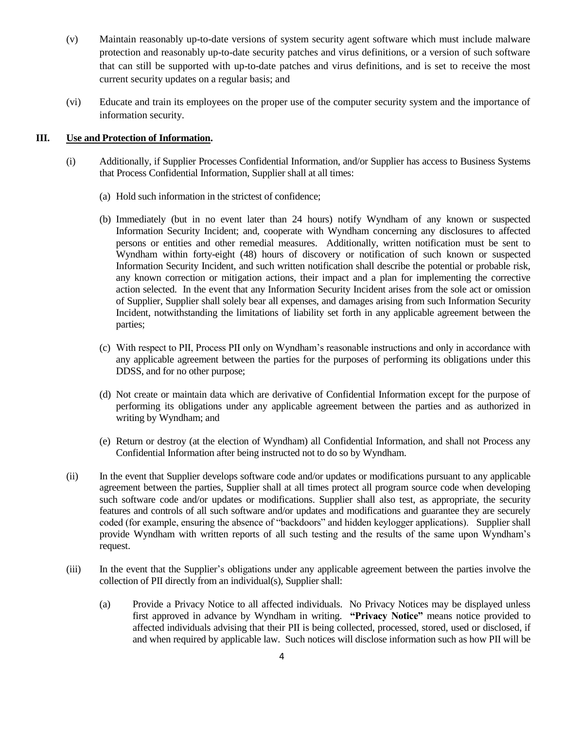(v) Maintain reasonably up-to-date versions of system security agent software which must include malware protection and reasonably up-to-date security patches and virus definitions, or a version of such software that can still be supported with up-to-date patches and virus definitions, and is set to receive the most current security updates on a regular basis; and

(vi) Educate and train its employees on the proper use of the computer security system and the importance of information security.

## III. Use and Protection of Information.

(i) Additionally, if Supplier Processes Confidential Information, and/or Supplier has access to Business Systems that Process Confidential Information, Supplier shall at all times:

(a) Hold such information in the strictest of confidence;

(b) Immediately (but in no event later than 24 hours) notify Wyndham of any known or suspected Information Security Incident; and, cooperate with Wyndham concerning any disclosures to affected persons or entities and other remedial measures. Additionally, written notification must be sent to Wyndham within forty-eight (48) hours of discovery or notification of such known or suspected Information Security Incident, and such written notification shall describe the potential or probable risk, any known correction or mitigation actions, their impact and a plan for implementing the corrective action selected. In the event that any Information Security Incident arises from the sole act or omission of Supplier, Supplier shall solely bear all expenses, and damages arising from such Information Security Incident, notwithstanding the limitations of liability set forth in any applicable agreement between the parties;

(c) With respect to PII, Process PII only on Wyndham's reasonable instructions and only in accordance with any applicable agreement between the parties for the purposes of performing its obligations under this DDSS, and for no other purpose;

(d) Not create or maintain data which are derivative of Confidential Information except for the purpose of performing its obligations under any applicable agreement between the parties and as authorized in writing by Wyndham; and

(e) Return or destroy (at the election of Wyndham) all Confidential Information, and shall not Process any Confidential Information after being instructed not to do so by Wyndham.

(ii) In the event that Supplier develops software code and/or updates or modifications pursuant to any applicable agreement between the parties, Supplier shall at all times protect all program source code when developing such software code and/or updates or modifications. Supplier shall also test, as appropriate, the security features and controls of all such software and/or updates and modifications and guarantee they are securely coded (for example, ensuring the absence of "backdoors" and hidden keylogger applications). Supplier shall provide Wyndham with written reports of all such testing and the results of the same upon Wyndham's request.

(iii) In the event that the Supplier's obligations under any applicable agreement between the parties involve the collection of PII directly from an individual(s), Supplier shall:

(a) Provide a Privacy Notice to all affected individuals. No Privacy Notices may be displayed unless first approved in advance by Wyndham in writing. **"Privacy Notice"** means notice provided to affected individuals advising that their PII is being collected, processed, stored, used or disclosed, if and when required by applicable law. Such notices will disclose information such as how PII will be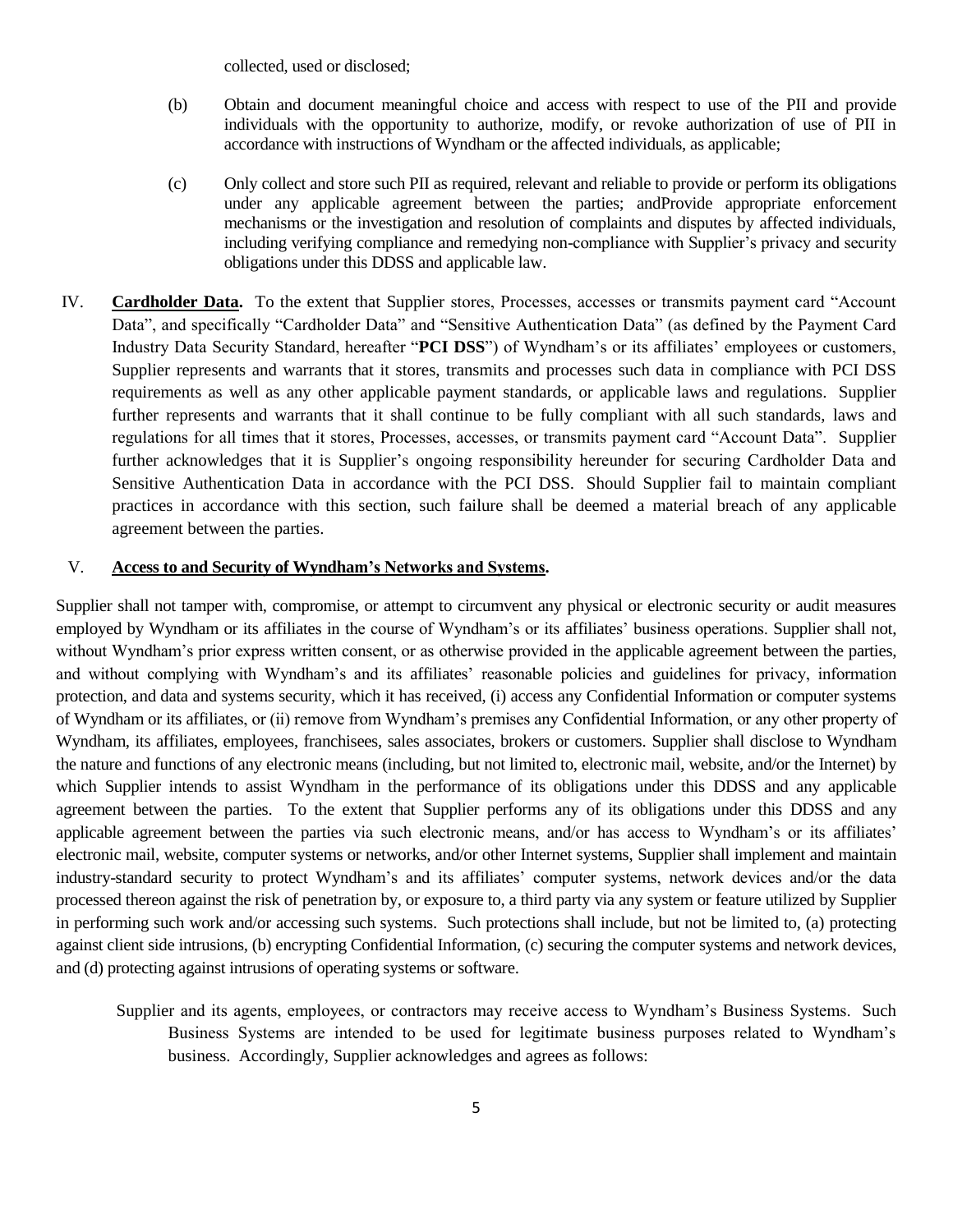collected, used or disclosed;

(b) Obtain and document meaningful choice and access with respect to use of the PII and provide individuals with the opportunity to authorize, modify, or revoke authorization of use of PII in accordance with instructions of Wyndham or the affected individuals, as applicable;

(c) Only collect and store such PII as required, relevant and reliable to provide or perform its obligations under any applicable agreement between the parties; andProvide appropriate enforcement mechanisms or the investigation and resolution of complaints and disputes by affected individuals, including verifying compliance and remedying non-compliance with Supplier's privacy and security obligations under this DDSS and applicable law.

IV. **Cardholder Data.** To the extent that Supplier stores, Processes, accesses or transmits payment card "Account Data", and specifically "Cardholder Data" and "Sensitive Authentication Data" (as defined by the Payment Card Industry Data Security Standard, hereafter "**PCI DSS**") of Wyndham's or its affiliates' employees or customers, Supplier represents and warrants that it stores, transmits and processes such data in compliance with PCI DSS requirements as well as any other applicable payment standards, or applicable laws and regulations. Supplier further represents and warrants that it shall continue to be fully compliant with all such standards, laws and regulations for all times that it stores, Processes, accesses, or transmits payment card "Account Data". Supplier further acknowledges that it is Supplier's ongoing responsibility hereunder for securing Cardholder Data and Sensitive Authentication Data in accordance with the PCI DSS. Should Supplier fail to maintain compliant practices in accordance with this section, such failure shall be deemed a material breach of any applicable agreement between the parties.

V. **Access to and Security of Wyndham's Networks and Systems.**

Supplier shall not tamper with, compromise, or attempt to circumvent any physical or electronic security or audit measures employed by Wyndham or its affiliates in the course of Wyndham's or its affiliates' business operations. Supplier shall not, without Wyndham's prior express written consent, or as otherwise provided in the applicable agreement between the parties, and without complying with Wyndham's and its affiliates' reasonable policies and guidelines for privacy, information protection, and data and systems security, which it has received, (i) access any Confidential Information or computer systems of Wyndham or its affiliates, or (ii) remove from Wyndham's premises any Confidential Information, or any other property of Wyndham, its affiliates, employees, franchisees, sales associates, brokers or customers. Supplier shall disclose to Wyndham the nature and functions of any electronic means (including, but not limited to, electronic mail, website, and/or the Internet) by which Supplier intends to assist Wyndham in the performance of its obligations under this DDSS and any applicable agreement between the parties. To the extent that Supplier performs any of its obligations under this DDSS and any applicable agreement between the parties via such electronic means, and/or has access to Wyndham's or its affiliates' electronic mail, website, computer systems or networks, and/or other Internet systems, Supplier shall implement and maintain industry-standard security to protect Wyndham's and its affiliates' computer systems, network devices and/or the data processed thereon against the risk of penetration by, or exposure to, a third party via any system or feature utilized by Supplier in performing such work and/or accessing such systems. Such protections shall include, but not be limited to, (a) protecting against client side intrusions, (b) encrypting Confidential Information, (c) securing the computer systems and network devices, and (d) protecting against intrusions of operating systems or software.

Supplier and its agents, employees, or contractors may receive access to Wyndham's Business Systems. Such Business Systems are intended to be used for legitimate business purposes related to Wyndham's business. Accordingly, Supplier acknowledges and agrees as follows: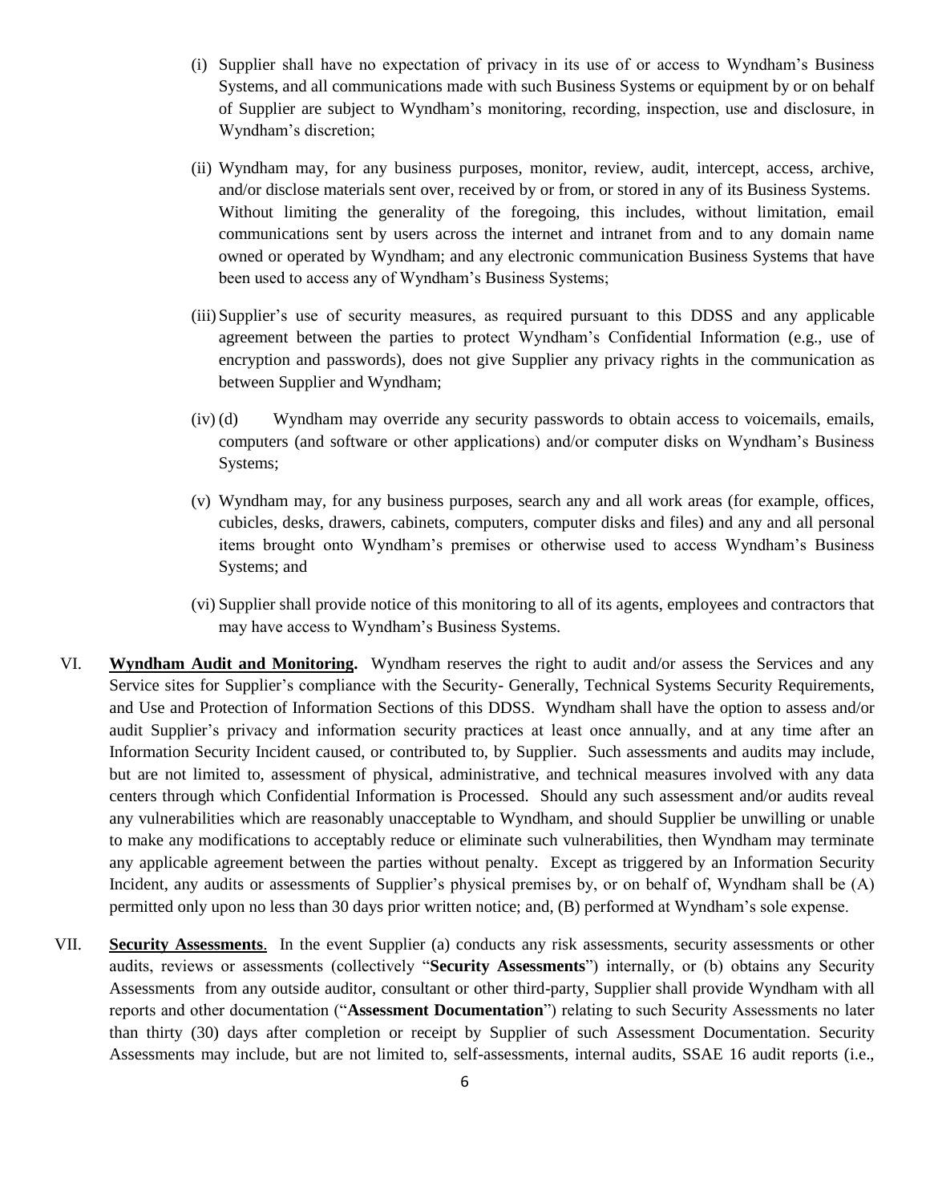(i) Supplier shall have no expectation of privacy in its use of or access to Wyndham's Business Systems, and all communications made with such Business Systems or equipment by or on behalf of Supplier are subject to Wyndham's monitoring, recording, inspection, use and disclosure, in Wyndham's discretion;

(ii) Wyndham may, for any business purposes, monitor, review, audit, intercept, access, archive, and/or disclose materials sent over, received by or from, or stored in any of its Business Systems. Without limiting the generality of the foregoing, this includes, without limitation, email communications sent by users across the internet and intranet from and to any domain name owned or operated by Wyndham; and any electronic communication Business Systems that have been used to access any of Wyndham's Business Systems;

(iii) Supplier's use of security measures, as required pursuant to this DDSS and any applicable agreement between the parties to protect Wyndham's Confidential Information (e.g., use of encryption and passwords), does not give Supplier any privacy rights in the communication as between Supplier and Wyndham;

(iv) (d) Wyndham may override any security passwords to obtain access to voicemails, emails, computers (and software or other applications) and/or computer disks on Wyndham's Business Systems;

(v) Wyndham may, for any business purposes, search any and all work areas (for example, offices, cubicles, desks, drawers, cabinets, computers, computer disks and files) and any and all personal items brought onto Wyndham's premises or otherwise used to access Wyndham's Business Systems; and

(vi) Supplier shall provide notice of this monitoring to all of its agents, employees and contractors that may have access to Wyndham's Business Systems.

VI. **Wyndham Audit and Monitoring.** Wyndham reserves the right to audit and/or assess the Services and any Service sites for Supplier's compliance with the Security- Generally, Technical Systems Security Requirements, and Use and Protection of Information Sections of this DDSS. Wyndham shall have the option to assess and/or audit Supplier's privacy and information security practices at least once annually, and at any time after an Information Security Incident caused, or contributed to, by Supplier. Such assessments and audits may include, but are not limited to, assessment of physical, administrative, and technical measures involved with any data centers through which Confidential Information is Processed. Should any such assessment and/or audits reveal any vulnerabilities which are reasonably unacceptable to Wyndham, and should Supplier be unwilling or unable to make any modifications to acceptably reduce or eliminate such vulnerabilities, then Wyndham may terminate any applicable agreement between the parties without penalty. Except as triggered by an Information Security Incident, any audits or assessments of Supplier's physical premises by, or on behalf of, Wyndham shall be (A) permitted only upon no less than 30 days prior written notice; and, (B) performed at Wyndham's sole expense.

VII. **Security Assessments**. In the event Supplier (a) conducts any risk assessments, security assessments or other audits, reviews or assessments (collectively "**Security Assessments**") internally, or (b) obtains any Security Assessments from any outside auditor, consultant or other third-party, Supplier shall provide Wyndham with all reports and other documentation ("**Assessment Documentation**") relating to such Security Assessments no later than thirty (30) days after completion or receipt by Supplier of such Assessment Documentation. Security Assessments may include, but are not limited to, self-assessments, internal audits, SSAE 16 audit reports (i.e.,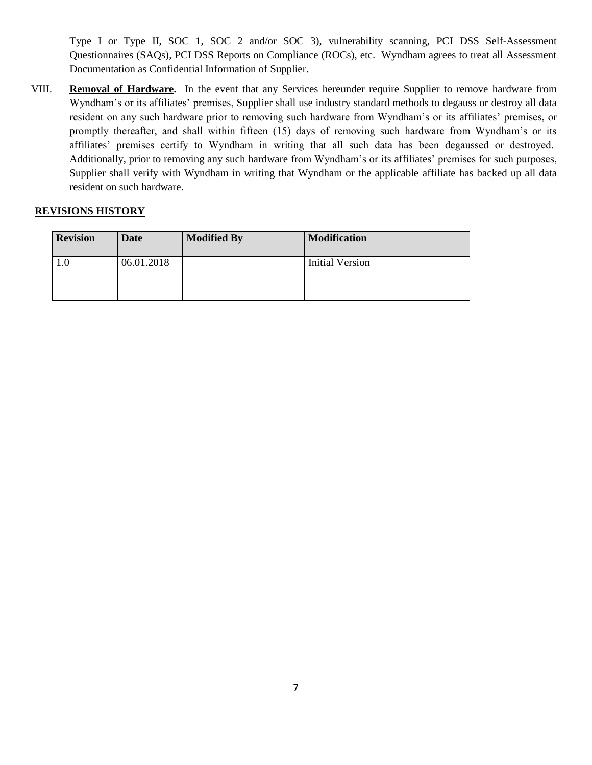Type I or Type II, SOC 1, SOC 2 and/or SOC 3), vulnerability scanning, PCI DSS Self-Assessment Questionnaires (SAQs), PCI DSS Reports on Compliance (ROCs), etc. Wyndham agrees to treat all Assessment Documentation as Confidential Information of Supplier.

VIII. **Removal of Hardware.** In the event that any Services hereunder require Supplier to remove hardware from Wyndham's or its affiliates' premises, Supplier shall use industry standard methods to degauss or destroy all data resident on any such hardware prior to removing such hardware from Wyndham's or its affiliates' premises, or promptly thereafter, and shall within fifteen (15) days of removing such hardware from Wyndham's or its affiliates' premises certify to Wyndham in writing that all such data has been degaussed or destroyed. Additionally, prior to removing any such hardware from Wyndham's or its affiliates' premises for such purposes, Supplier shall verify with Wyndham in writing that Wyndham or the applicable affiliate has backed up all data resident on such hardware.

**REVISIONS HISTORY**

| Revision | Date | Modified By | Modification |
|---|---|---|---|
| 1.0 | 06.01.2018 | | Initial Version |
| | | | |
| | | | |